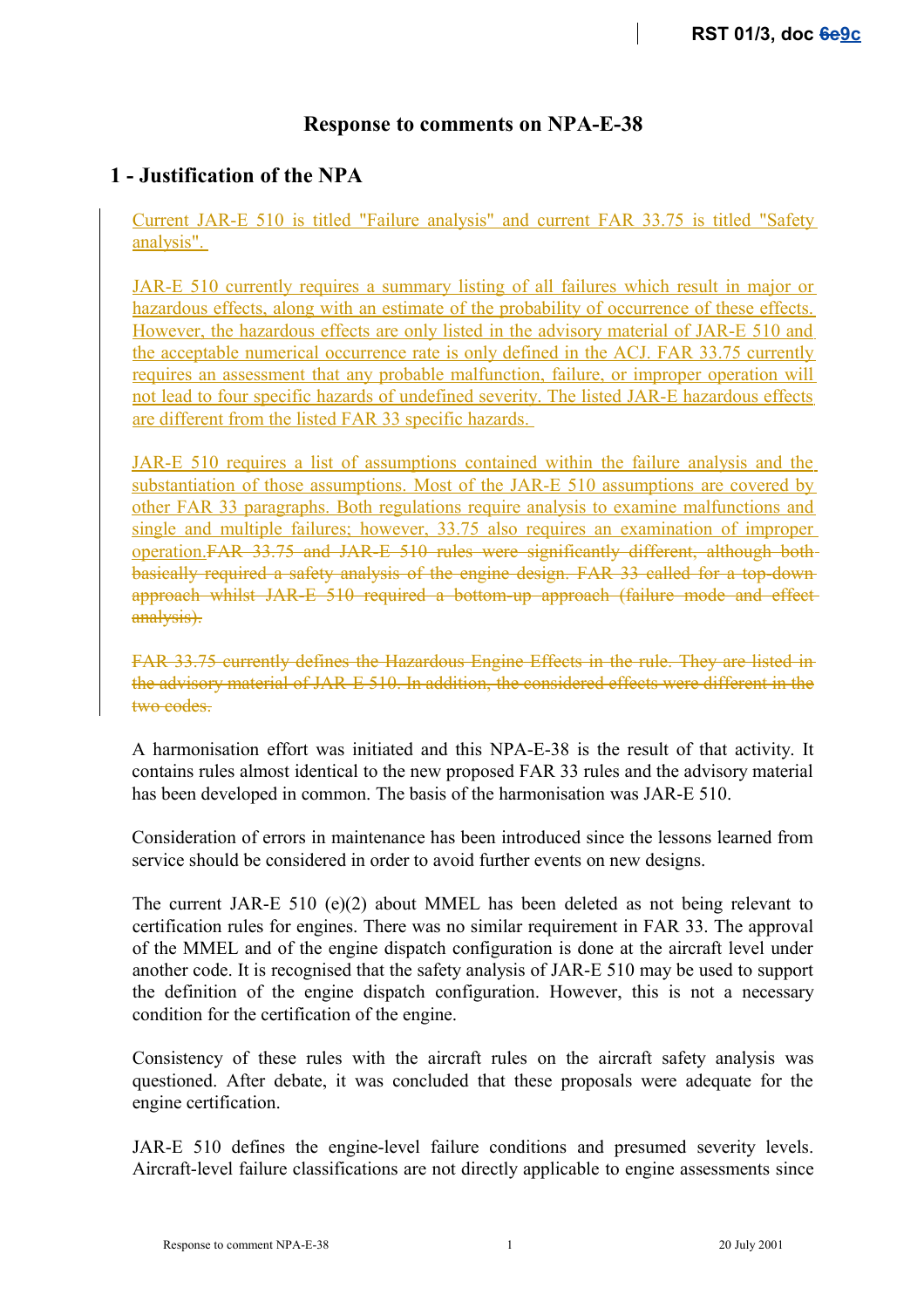# Response to comments on NPA-E-38

## 1 - Justification of the NPA

Current JAR-E 510 is titled "Failure analysis" and current FAR 33.75 is titled "Safety analysis".

JAR-E 510 currently requires a summary listing of all failures which result in major or hazardous effects, along with an estimate of the probability of occurrence of these effects. However, the hazardous effects are only listed in the advisory material of JAR-E 510 and the acceptable numerical occurrence rate is only defined in the ACJ. FAR 33.75 currently requires an assessment that any probable malfunction, failure, or improper operation will not lead to four specific hazards of undefined severity. The listed JAR-E hazardous effects are different from the listed FAR 33 specific hazards.

JAR-E 510 requires a list of assumptions contained within the failure analysis and the substantiation of those assumptions. Most of the JAR-E 510 assumptions are covered by other FAR 33 paragraphs. Both regulations require analysis to examine malfunctions and single and multiple failures; however, 33.75 also requires an examination of improper operation.~~FAR 33.75 and JAR-E 510 rules were significantly different, although both basically required a safety analysis of the engine design. FAR 33 called for a top-down approach whilst JAR-E 510 required a bottom-up approach (failure mode and effect analysis).~~

~~FAR 33.75 currently defines the Hazardous Engine Effects in the rule. They are listed in the advisory material of JAR-E 510. In addition, the considered effects were different in the two codes.~~

A harmonisation effort was initiated and this NPA-E-38 is the result of that activity. It contains rules almost identical to the new proposed FAR 33 rules and the advisory material has been developed in common. The basis of the harmonisation was JAR-E 510.

Consideration of errors in maintenance has been introduced since the lessons learned from service should be considered in order to avoid further events on new designs.

The current JAR-E 510 (e)(2) about MMEL has been deleted as not being relevant to certification rules for engines. There was no similar requirement in FAR 33. The approval of the MMEL and of the engine dispatch configuration is done at the aircraft level under another code. It is recognised that the safety analysis of JAR-E 510 may be used to support the definition of the engine dispatch configuration. However, this is not a necessary condition for the certification of the engine.

Consistency of these rules with the aircraft rules on the aircraft safety analysis was questioned. After debate, it was concluded that these proposals were adequate for the engine certification.

JAR-E 510 defines the engine-level failure conditions and presumed severity levels. Aircraft-level failure classifications are not directly applicable to engine assessments since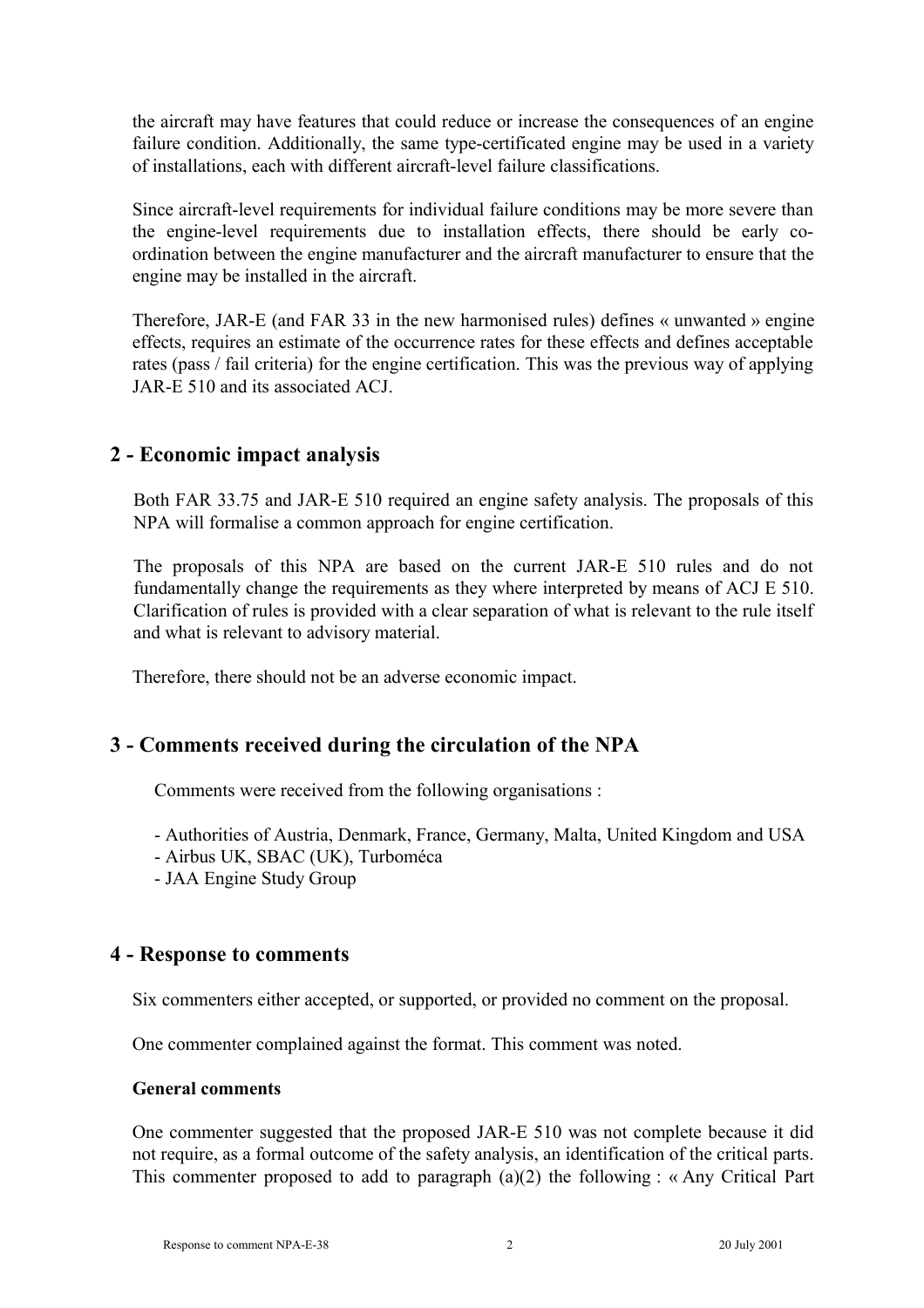the aircraft may have features that could reduce or increase the consequences of an engine failure condition. Additionally, the same type-certificated engine may be used in a variety of installations, each with different aircraft-level failure classifications.

Since aircraft-level requirements for individual failure conditions may be more severe than the engine-level requirements due to installation effects, there should be early co-ordination between the engine manufacturer and the aircraft manufacturer to ensure that the engine may be installed in the aircraft.

Therefore, JAR-E (and FAR 33 in the new harmonised rules) defines « unwanted » engine effects, requires an estimate of the occurrence rates for these effects and defines acceptable rates (pass / fail criteria) for the engine certification. This was the previous way of applying JAR-E 510 and its associated ACJ.

## 2 - Economic impact analysis

Both FAR 33.75 and JAR-E 510 required an engine safety analysis. The proposals of this NPA will formalise a common approach for engine certification.

The proposals of this NPA are based on the current JAR-E 510 rules and do not fundamentally change the requirements as they where interpreted by means of ACJ E 510. Clarification of rules is provided with a clear separation of what is relevant to the rule itself and what is relevant to advisory material.

Therefore, there should not be an adverse economic impact.

## 3 - Comments received during the circulation of the NPA

Comments were received from the following organisations :

- Authorities of Austria, Denmark, France, Germany, Malta, United Kingdom and USA
- Airbus UK, SBAC (UK), Turboméca
- JAA Engine Study Group

## 4 - Response to comments

Six commenters either accepted, or supported, or provided no comment on the proposal.

One commenter complained against the format. This comment was noted.

### General comments

One commenter suggested that the proposed JAR-E 510 was not complete because it did not require, as a formal outcome of the safety analysis, an identification of the critical parts. This commenter proposed to add to paragraph (a)(2) the following : « Any Critical Part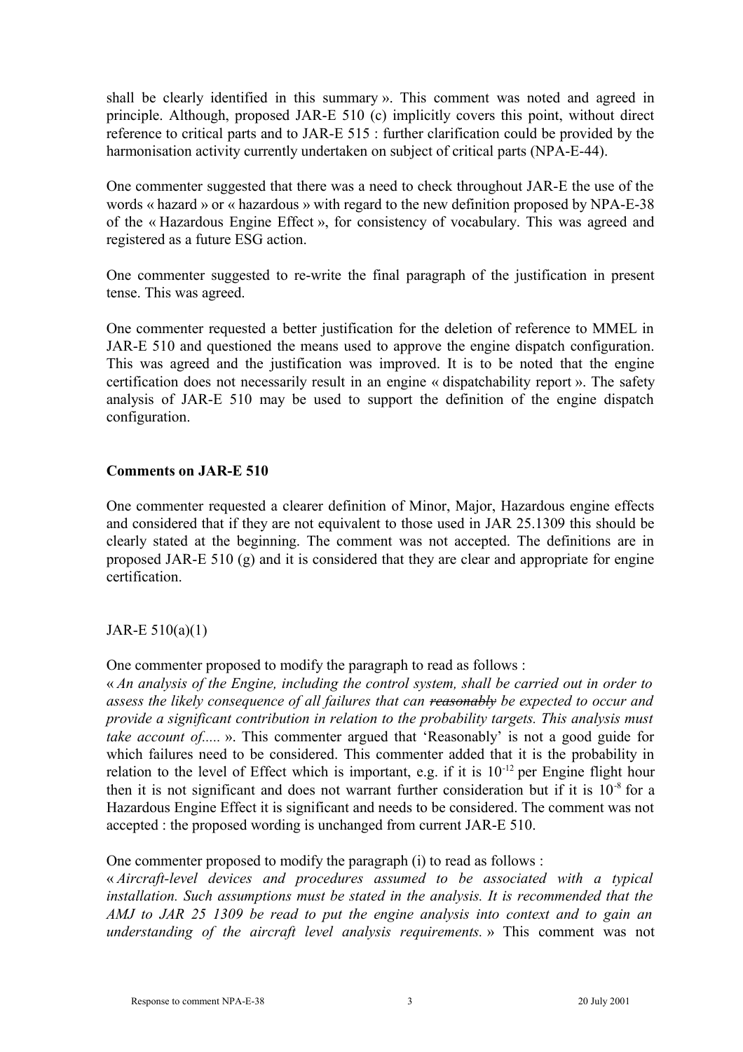shall be clearly identified in this summary ». This comment was noted and agreed in principle. Although, proposed JAR-E 510 (c) implicitly covers this point, without direct reference to critical parts and to JAR-E 515 : further clarification could be provided by the harmonisation activity currently undertaken on subject of critical parts (NPA-E-44).

One commenter suggested that there was a need to check throughout JAR-E the use of the words « hazard » or « hazardous » with regard to the new definition proposed by NPA-E-38 of the « Hazardous Engine Effect », for consistency of vocabulary. This was agreed and registered as a future ESG action.

One commenter suggested to re-write the final paragraph of the justification in present tense. This was agreed.

One commenter requested a better justification for the deletion of reference to MMEL in JAR-E 510 and questioned the means used to approve the engine dispatch configuration. This was agreed and the justification was improved. It is to be noted that the engine certification does not necessarily result in an engine « dispatchability report ». The safety analysis of JAR-E 510 may be used to support the definition of the engine dispatch configuration.

**Comments on JAR-E 510**

One commenter requested a clearer definition of Minor, Major, Hazardous engine effects and considered that if they are not equivalent to those used in JAR 25.1309 this should be clearly stated at the beginning. The comment was not accepted. The definitions are in proposed JAR-E 510 (g) and it is considered that they are clear and appropriate for engine certification.

JAR-E 510(a)(1)

One commenter proposed to modify the paragraph to read as follows :
« *An analysis of the Engine, including the control system, shall be carried out in order to assess the likely consequence of all failures that can ~~reasonably~~ be expected to occur and provide a significant contribution in relation to the probability targets. This analysis must take account of.....* ». This commenter argued that 'Reasonably' is not a good guide for which failures need to be considered. This commenter added that it is the probability in relation to the level of Effect which is important, e.g. if it is $10^{-12}$ per Engine flight hour then it is not significant and does not warrant further consideration but if it is $10^{-8}$ for a Hazardous Engine Effect it is significant and needs to be considered. The comment was not accepted : the proposed wording is unchanged from current JAR-E 510.

One commenter proposed to modify the paragraph (i) to read as follows :
« *Aircraft-level devices and procedures assumed to be associated with a typical installation. Such assumptions must be stated in the analysis. It is recommended that the AMJ to JAR 25 1309 be read to put the engine analysis into context and to gain an understanding of the aircraft level analysis requirements.* » This comment was not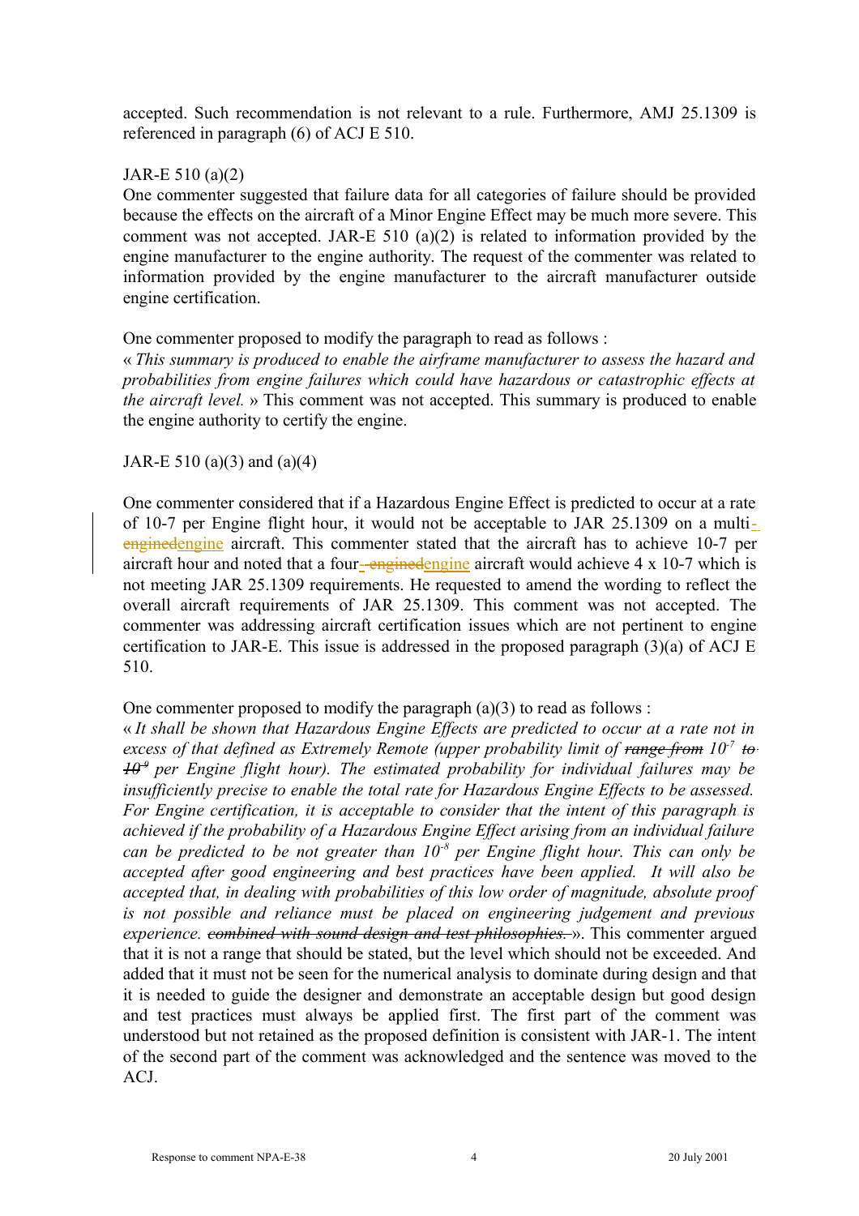accepted. Such recommendation is not relevant to a rule. Furthermore, AMJ 25.1309 is referenced in paragraph (6) of ACJ E 510.

JAR-E 510 (a)(2)

One commenter suggested that failure data for all categories of failure should be provided because the effects on the aircraft of a Minor Engine Effect may be much more severe. This comment was not accepted. JAR-E 510 (a)(2) is related to information provided by the engine manufacturer to the engine authority. The request of the commenter was related to information provided by the engine manufacturer to the aircraft manufacturer outside engine certification.

One commenter proposed to modify the paragraph to read as follows :

« *This summary is produced to enable the airframe manufacturer to assess the hazard and probabilities from engine failures which could have hazardous or catastrophic effects at the aircraft level.* » This comment was not accepted. This summary is produced to enable the engine authority to certify the engine.

JAR-E 510 (a)(3) and (a)(4)

One commenter considered that if a Hazardous Engine Effect is predicted to occur at a rate of 10-7 per Engine flight hour, it would not be acceptable to JAR 25.1309 on a multi-~~engined~~engine aircraft. This commenter stated that the aircraft has to achieve 10-7 per aircraft hour and noted that a four-~~engined~~engine aircraft would achieve 4 x 10-7 which is not meeting JAR 25.1309 requirements. He requested to amend the wording to reflect the overall aircraft requirements of JAR 25.1309. This comment was not accepted. The commenter was addressing aircraft certification issues which are not pertinent to engine certification to JAR-E. This issue is addressed in the proposed paragraph (3)(a) of ACJ E 510.

One commenter proposed to modify the paragraph (a)(3) to read as follows :

« *It shall be shown that Hazardous Engine Effects are predicted to occur at a rate not in excess of that defined as Extremely Remote (upper probability limit of ~~range from~~ $10^{-7}$ ~~to $10^{-9}$~~ per Engine flight hour). The estimated probability for individual failures may be insufficiently precise to enable the total rate for Hazardous Engine Effects to be assessed. For Engine certification, it is acceptable to consider that the intent of this paragraph is achieved if the probability of a Hazardous Engine Effect arising from an individual failure can be predicted to be not greater than $10^{-8}$ per Engine flight hour. This can only be accepted after good engineering and best practices have been applied. It will also be accepted that, in dealing with probabilities of this low order of magnitude, absolute proof is not possible and reliance must be placed on engineering judgement and previous experience. ~~combined with sound design and test philosophies.~~* ». This commenter argued that it is not a range that should be stated, but the level which should not be exceeded. And added that it must not be seen for the numerical analysis to dominate during design and that it is needed to guide the designer and demonstrate an acceptable design but good design and test practices must always be applied first. The first part of the comment was understood but not retained as the proposed definition is consistent with JAR-1. The intent of the second part of the comment was acknowledged and the sentence was moved to the ACJ.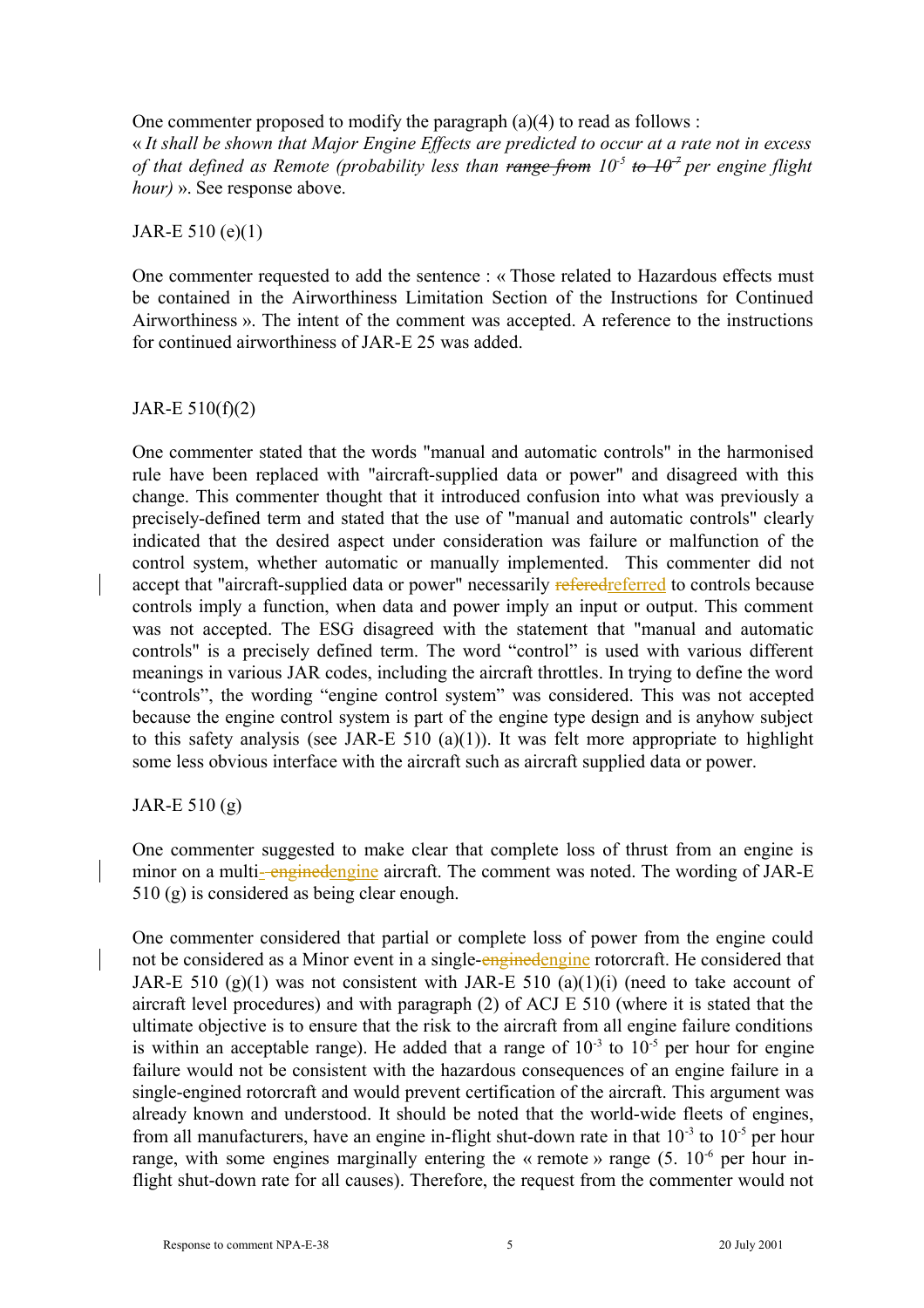One commenter proposed to modify the paragraph (a)(4) to read as follows :
« *It shall be shown that Major Engine Effects are predicted to occur at a rate not in excess of that defined as Remote (probability less than ~~range from~~ $10^{-5}$ ~~to $10^{-7}$~~ per engine flight hour)* ». See response above.

JAR-E 510 (e)(1)

One commenter requested to add the sentence : « Those related to Hazardous effects must be contained in the Airworthiness Limitation Section of the Instructions for Continued Airworthiness ». The intent of the comment was accepted. A reference to the instructions for continued airworthiness of JAR-E 25 was added.

JAR-E 510(f)(2)

One commenter stated that the words "manual and automatic controls" in the harmonised rule have been replaced with "aircraft-supplied data or power" and disagreed with this change. This commenter thought that it introduced confusion into what was previously a precisely-defined term and stated that the use of "manual and automatic controls" clearly indicated that the desired aspect under consideration was failure or malfunction of the control system, whether automatic or manually implemented. This commenter did not accept that "aircraft-supplied data or power" necessarily ~~refered~~referred to controls because controls imply a function, when data and power imply an input or output. This comment was not accepted. The ESG disagreed with the statement that "manual and automatic controls" is a precisely defined term. The word "control" is used with various different meanings in various JAR codes, including the aircraft throttles. In trying to define the word "controls", the wording "engine control system" was considered. This was not accepted because the engine control system is part of the engine type design and is anyhow subject to this safety analysis (see JAR-E 510 (a)(1)). It was felt more appropriate to highlight some less obvious interface with the aircraft such as aircraft supplied data or power.

JAR-E 510 (g)

One commenter suggested to make clear that complete loss of thrust from an engine is minor on a multi~~- engined~~engine aircraft. The comment was noted. The wording of JAR-E 510 (g) is considered as being clear enough.

One commenter considered that partial or complete loss of power from the engine could not be considered as a Minor event in a single-~~engined~~engine rotorcraft. He considered that JAR-E 510 (g)(1) was not consistent with JAR-E 510 (a)(1)(i) (need to take account of aircraft level procedures) and with paragraph (2) of ACJ E 510 (where it is stated that the ultimate objective is to ensure that the risk to the aircraft from all engine failure conditions is within an acceptable range). He added that a range of $10^{-3}$ to $10^{-5}$ per hour for engine failure would not be consistent with the hazardous consequences of an engine failure in a single-engined rotorcraft and would prevent certification of the aircraft. This argument was already known and understood. It should be noted that the world-wide fleets of engines, from all manufacturers, have an engine in-flight shut-down rate in that $10^{-3}$ to $10^{-5}$ per hour range, with some engines marginally entering the « remote » range ($5.\ 10^{-6}$ per hour in-flight shut-down rate for all causes). Therefore, the request from the commenter would not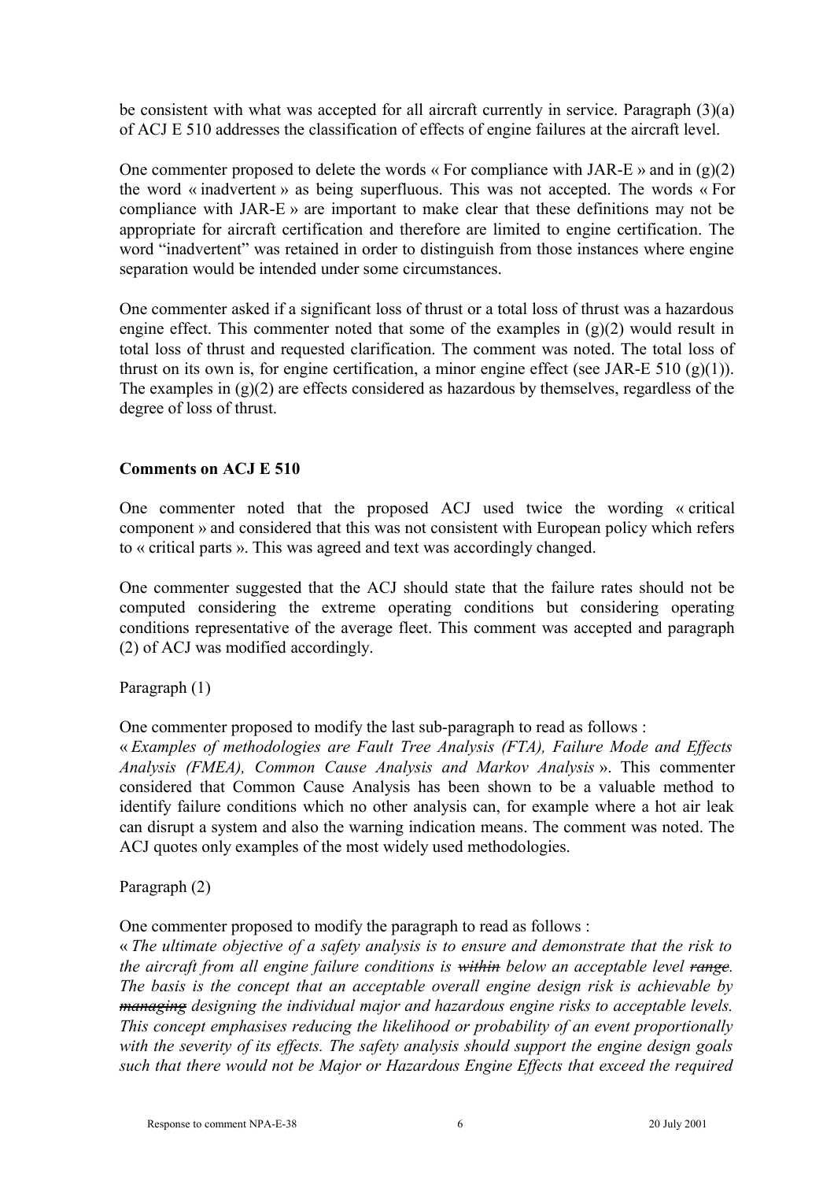be consistent with what was accepted for all aircraft currently in service. Paragraph (3)(a) of ACJ E 510 addresses the classification of effects of engine failures at the aircraft level.

One commenter proposed to delete the words « For compliance with JAR-E » and in (g)(2) the word « inadvertent » as being superfluous. This was not accepted. The words « For compliance with JAR-E » are important to make clear that these definitions may not be appropriate for aircraft certification and therefore are limited to engine certification. The word "inadvertent" was retained in order to distinguish from those instances where engine separation would be intended under some circumstances.

One commenter asked if a significant loss of thrust or a total loss of thrust was a hazardous engine effect. This commenter noted that some of the examples in (g)(2) would result in total loss of thrust and requested clarification. The comment was noted. The total loss of thrust on its own is, for engine certification, a minor engine effect (see JAR-E 510 (g)(1)). The examples in (g)(2) are effects considered as hazardous by themselves, regardless of the degree of loss of thrust.

**Comments on ACJ E 510**

One commenter noted that the proposed ACJ used twice the wording « critical component » and considered that this was not consistent with European policy which refers to « critical parts ». This was agreed and text was accordingly changed.

One commenter suggested that the ACJ should state that the failure rates should not be computed considering the extreme operating conditions but considering operating conditions representative of the average fleet. This comment was accepted and paragraph (2) of ACJ was modified accordingly.

Paragraph (1)

One commenter proposed to modify the last sub-paragraph to read as follows :
« *Examples of methodologies are Fault Tree Analysis (FTA), Failure Mode and Effects Analysis (FMEA), Common Cause Analysis and Markov Analysis* ». This commenter considered that Common Cause Analysis has been shown to be a valuable method to identify failure conditions which no other analysis can, for example where a hot air leak can disrupt a system and also the warning indication means. The comment was noted. The ACJ quotes only examples of the most widely used methodologies.

Paragraph (2)

One commenter proposed to modify the paragraph to read as follows :
« *The ultimate objective of a safety analysis is to ensure and demonstrate that the risk to the aircraft from all engine failure conditions is ~~within~~ below an acceptable level ~~range~~. The basis is the concept that an acceptable overall engine design risk is achievable by ~~managing~~ designing the individual major and hazardous engine risks to acceptable levels. This concept emphasises reducing the likelihood or probability of an event proportionally with the severity of its effects. The safety analysis should support the engine design goals such that there would not be Major or Hazardous Engine Effects that exceed the required*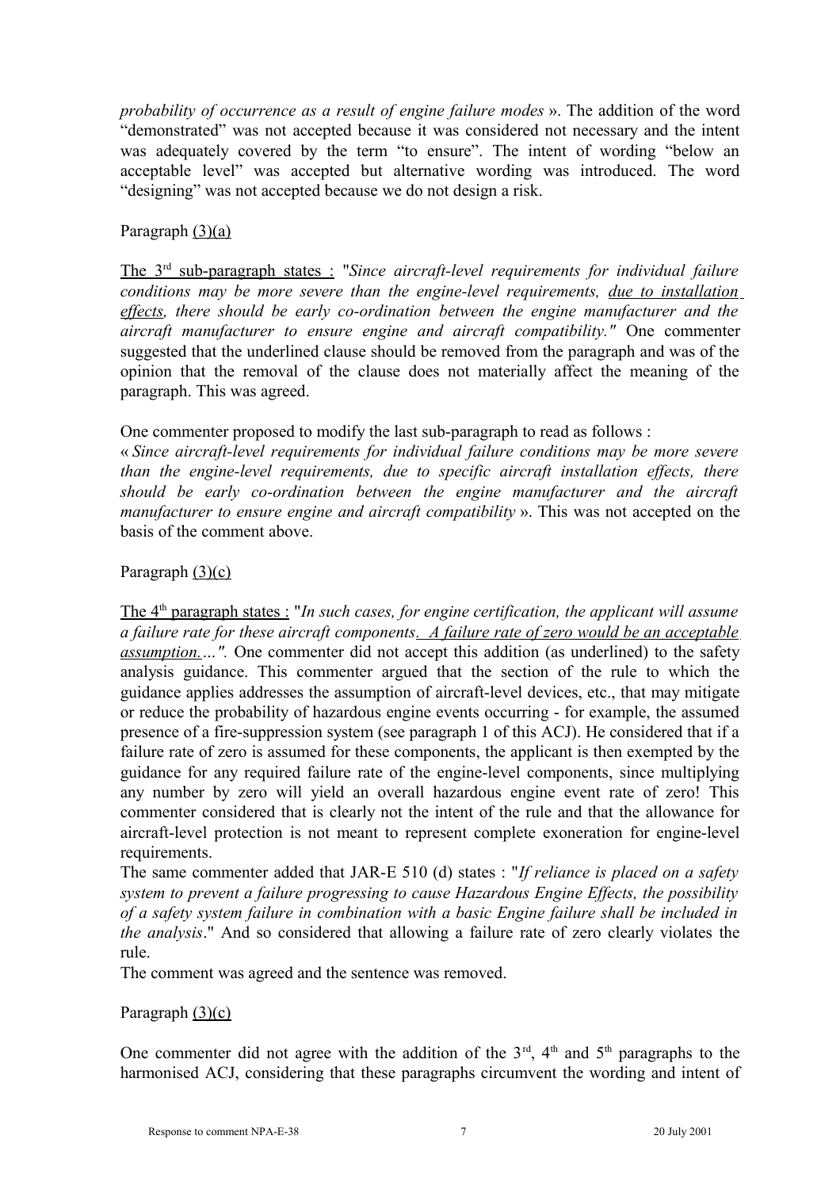*probability of occurrence as a result of engine failure modes* ». The addition of the word "demonstrated" was not accepted because it was considered not necessary and the intent was adequately covered by the term "to ensure". The intent of wording "below an acceptable level" was accepted but alternative wording was introduced. The word "designing" was not accepted because we do not design a risk.

Paragraph <u>(3)(a)</u>

<u>The 3rd sub-paragraph states :</u> "*Since aircraft-level requirements for individual failure conditions may be more severe than the engine-level requirements, <u>due to installation effects</u>, there should be early co-ordination between the engine manufacturer and the aircraft manufacturer to ensure engine and aircraft compatibility."* One commenter suggested that the underlined clause should be removed from the paragraph and was of the opinion that the removal of the clause does not materially affect the meaning of the paragraph. This was agreed.

One commenter proposed to modify the last sub-paragraph to read as follows :
« *Since aircraft-level requirements for individual failure conditions may be more severe than the engine-level requirements, due to specific aircraft installation effects, there should be early co-ordination between the engine manufacturer and the aircraft manufacturer to ensure engine and aircraft compatibility* ». This was not accepted on the basis of the comment above.

Paragraph <u>(3)(c)</u>

<u>The 4th paragraph states :</u> "*In such cases, for engine certification, the applicant will assume a failure rate for these aircraft components<u>. A failure rate of zero would be an acceptable assumption.</u>…".* One commenter did not accept this addition (as underlined) to the safety analysis guidance. This commenter argued that the section of the rule to which the guidance applies addresses the assumption of aircraft-level devices, etc., that may mitigate or reduce the probability of hazardous engine events occurring - for example, the assumed presence of a fire-suppression system (see paragraph 1 of this ACJ). He considered that if a failure rate of zero is assumed for these components, the applicant is then exempted by the guidance for any required failure rate of the engine-level components, since multiplying any number by zero will yield an overall hazardous engine event rate of zero! This commenter considered that is clearly not the intent of the rule and that the allowance for aircraft-level protection is not meant to represent complete exoneration for engine-level requirements.
The same commenter added that JAR-E 510 (d) states : "*If reliance is placed on a safety system to prevent a failure progressing to cause Hazardous Engine Effects, the possibility of a safety system failure in combination with a basic Engine failure shall be included in the analysis*." And so considered that allowing a failure rate of zero clearly violates the rule.
The comment was agreed and the sentence was removed.

Paragraph <u>(3)(c)</u>

One commenter did not agree with the addition of the 3rd, 4th and 5th paragraphs to the harmonised ACJ, considering that these paragraphs circumvent the wording and intent of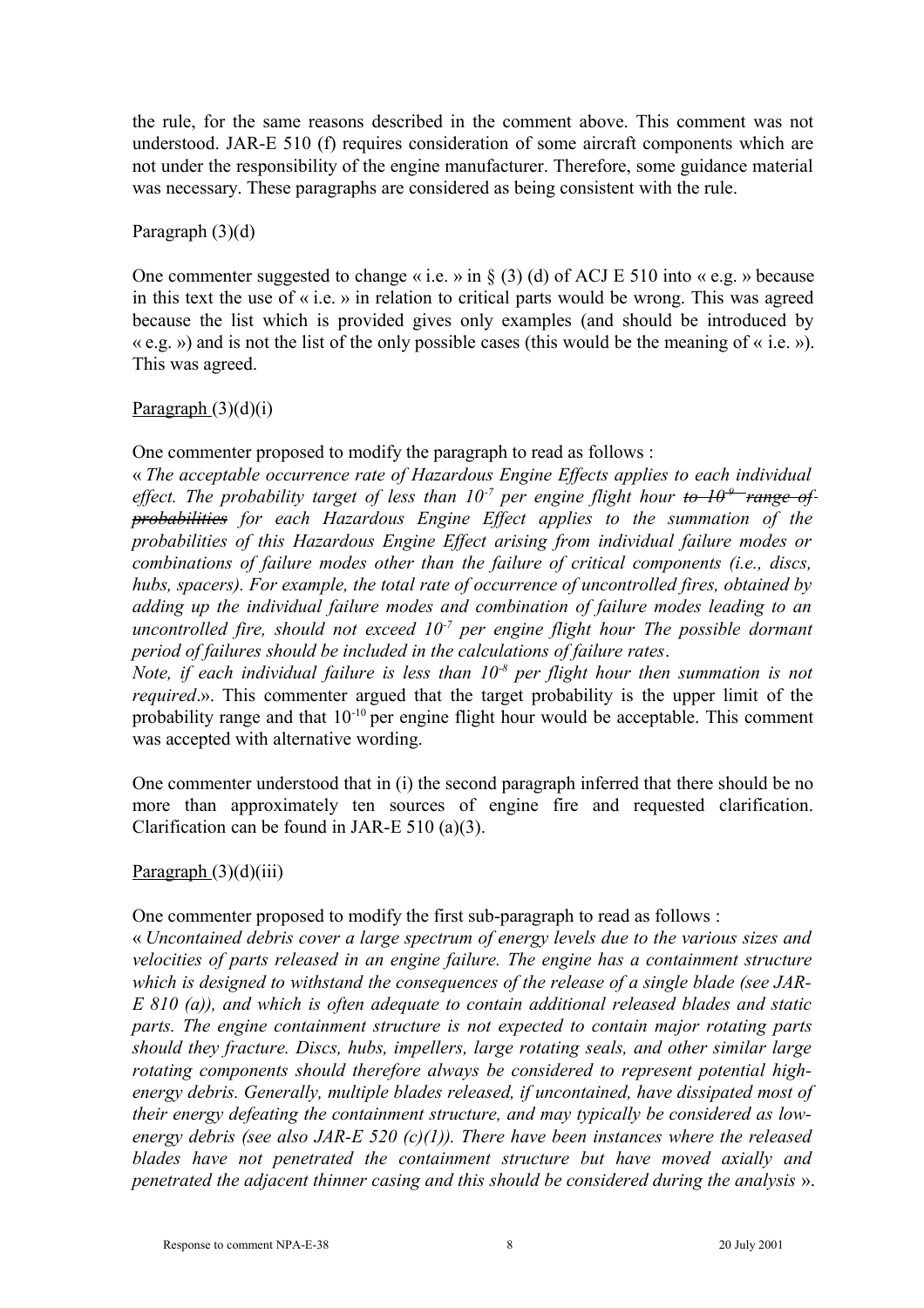the rule, for the same reasons described in the comment above. This comment was not understood. JAR-E 510 (f) requires consideration of some aircraft components which are not under the responsibility of the engine manufacturer. Therefore, some guidance material was necessary. These paragraphs are considered as being consistent with the rule.

Paragraph (3)(d)

One commenter suggested to change « i.e. » in § (3) (d) of ACJ E 510 into « e.g. » because in this text the use of « i.e. » in relation to critical parts would be wrong. This was agreed because the list which is provided gives only examples (and should be introduced by « e.g. ») and is not the list of the only possible cases (this would be the meaning of « i.e. »). This was agreed.

<u>Paragraph</u> (3)(d)(i)

One commenter proposed to modify the paragraph to read as follows :

« *The acceptable occurrence rate of Hazardous Engine Effects applies to each individual effect. The probability target of less than $10^{-7}$ per engine flight hour ~~to $10^{-9}$ range of probabilities~~ for each Hazardous Engine Effect applies to the summation of the probabilities of this Hazardous Engine Effect arising from individual failure modes or combinations of failure modes other than the failure of critical components (i.e., discs, hubs, spacers). For example, the total rate of occurrence of uncontrolled fires, obtained by adding up the individual failure modes and combination of failure modes leading to an uncontrolled fire, should not exceed $10^{-7}$ per engine flight hour The possible dormant period of failures should be included in the calculations of failure rates.*

*Note, if each individual failure is less than $10^{-8}$ per flight hour then summation is not required*.». This commenter argued that the target probability is the upper limit of the probability range and that $10^{-10}$ per engine flight hour would be acceptable. This comment was accepted with alternative wording.

One commenter understood that in (i) the second paragraph inferred that there should be no more than approximately ten sources of engine fire and requested clarification. Clarification can be found in JAR-E 510 (a)(3).

<u>Paragraph</u> (3)(d)(iii)

One commenter proposed to modify the first sub-paragraph to read as follows :

« *Uncontained debris cover a large spectrum of energy levels due to the various sizes and velocities of parts released in an engine failure. The engine has a containment structure which is designed to withstand the consequences of the release of a single blade (see JAR-E 810 (a)), and which is often adequate to contain additional released blades and static parts. The engine containment structure is not expected to contain major rotating parts should they fracture. Discs, hubs, impellers, large rotating seals, and other similar large rotating components should therefore always be considered to represent potential high-energy debris. Generally, multiple blades released, if uncontained, have dissipated most of their energy defeating the containment structure, and may typically be considered as low-energy debris (see also JAR-E 520 (c)(1)). There have been instances where the released blades have not penetrated the containment structure but have moved axially and penetrated the adjacent thinner casing and this should be considered during the analysis* ».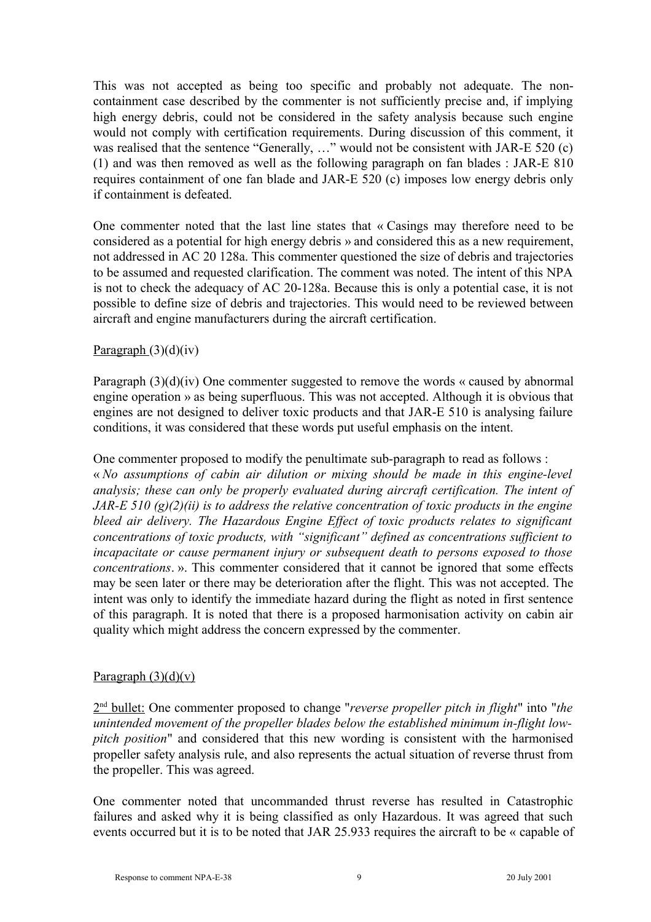This was not accepted as being too specific and probably not adequate. The non-containment case described by the commenter is not sufficiently precise and, if implying high energy debris, could not be considered in the safety analysis because such engine would not comply with certification requirements. During discussion of this comment, it was realised that the sentence "Generally, …" would not be consistent with JAR-E 520 (c) (1) and was then removed as well as the following paragraph on fan blades : JAR-E 810 requires containment of one fan blade and JAR-E 520 (c) imposes low energy debris only if containment is defeated.

One commenter noted that the last line states that « Casings may therefore need to be considered as a potential for high energy debris » and considered this as a new requirement, not addressed in AC 20 128a. This commenter questioned the size of debris and trajectories to be assumed and requested clarification. The comment was noted. The intent of this NPA is not to check the adequacy of AC 20-128a. Because this is only a potential case, it is not possible to define size of debris and trajectories. This would need to be reviewed between aircraft and engine manufacturers during the aircraft certification.

Paragraph (3)(d)(iv)

Paragraph (3)(d)(iv) One commenter suggested to remove the words « caused by abnormal engine operation » as being superfluous. This was not accepted. Although it is obvious that engines are not designed to deliver toxic products and that JAR-E 510 is analysing failure conditions, it was considered that these words put useful emphasis on the intent.

One commenter proposed to modify the penultimate sub-paragraph to read as follows : « *No assumptions of cabin air dilution or mixing should be made in this engine-level analysis; these can only be properly evaluated during aircraft certification. The intent of JAR-E 510 (g)(2)(ii) is to address the relative concentration of toxic products in the engine bleed air delivery. The Hazardous Engine Effect of toxic products relates to significant concentrations of toxic products, with "significant" defined as concentrations sufficient to incapacitate or cause permanent injury or subsequent death to persons exposed to those concentrations*. ». This commenter considered that it cannot be ignored that some effects may be seen later or there may be deterioration after the flight. This was not accepted. The intent was only to identify the immediate hazard during the flight as noted in first sentence of this paragraph. It is noted that there is a proposed harmonisation activity on cabin air quality which might address the concern expressed by the commenter.

Paragraph (3)(d)(v)

2nd bullet: One commenter proposed to change "*reverse propeller pitch in flight*" into "*the unintended movement of the propeller blades below the established minimum in-flight low-pitch position*" and considered that this new wording is consistent with the harmonised propeller safety analysis rule, and also represents the actual situation of reverse thrust from the propeller. This was agreed.

One commenter noted that uncommanded thrust reverse has resulted in Catastrophic failures and asked why it is being classified as only Hazardous. It was agreed that such events occurred but it is to be noted that JAR 25.933 requires the aircraft to be « capable of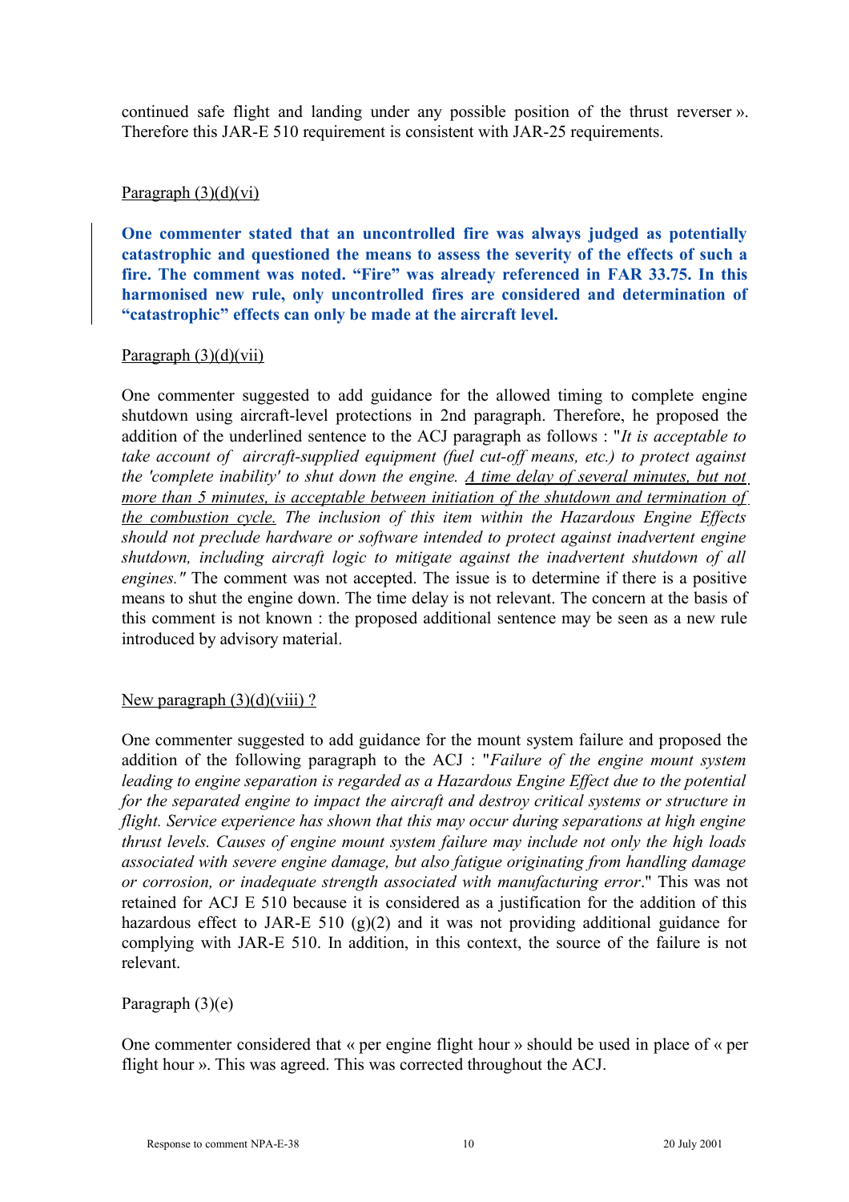continued safe flight and landing under any possible position of the thrust reverser ». Therefore this JAR-E 510 requirement is consistent with JAR-25 requirements.

Paragraph (3)(d)(vi)

**One commenter stated that an uncontrolled fire was always judged as potentially catastrophic and questioned the means to assess the severity of the effects of such a fire. The comment was noted. "Fire" was already referenced in FAR 33.75. In this harmonised new rule, only uncontrolled fires are considered and determination of "catastrophic" effects can only be made at the aircraft level.**

Paragraph (3)(d)(vii)

One commenter suggested to add guidance for the allowed timing to complete engine shutdown using aircraft-level protections in 2nd paragraph. Therefore, he proposed the addition of the underlined sentence to the ACJ paragraph as follows : "*It is acceptable to take account of aircraft-supplied equipment (fuel cut-off means, etc.) to protect against the 'complete inability' to shut down the engine. <u>A time delay of several minutes, but not more than 5 minutes, is acceptable between initiation of the shutdown and termination of the combustion cycle.</u> The inclusion of this item within the Hazardous Engine Effects should not preclude hardware or software intended to protect against inadvertent engine shutdown, including aircraft logic to mitigate against the inadvertent shutdown of all engines."* The comment was not accepted. The issue is to determine if there is a positive means to shut the engine down. The time delay is not relevant. The concern at the basis of this comment is not known : the proposed additional sentence may be seen as a new rule introduced by advisory material.

New paragraph (3)(d)(viii) ?

One commenter suggested to add guidance for the mount system failure and proposed the addition of the following paragraph to the ACJ : "*Failure of the engine mount system leading to engine separation is regarded as a Hazardous Engine Effect due to the potential for the separated engine to impact the aircraft and destroy critical systems or structure in flight. Service experience has shown that this may occur during separations at high engine thrust levels. Causes of engine mount system failure may include not only the high loads associated with severe engine damage, but also fatigue originating from handling damage or corrosion, or inadequate strength associated with manufacturing error*." This was not retained for ACJ E 510 because it is considered as a justification for the addition of this hazardous effect to JAR-E 510 (g)(2) and it was not providing additional guidance for complying with JAR-E 510. In addition, in this context, the source of the failure is not relevant.

Paragraph (3)(e)

One commenter considered that « per engine flight hour » should be used in place of « per flight hour ». This was agreed. This was corrected throughout the ACJ.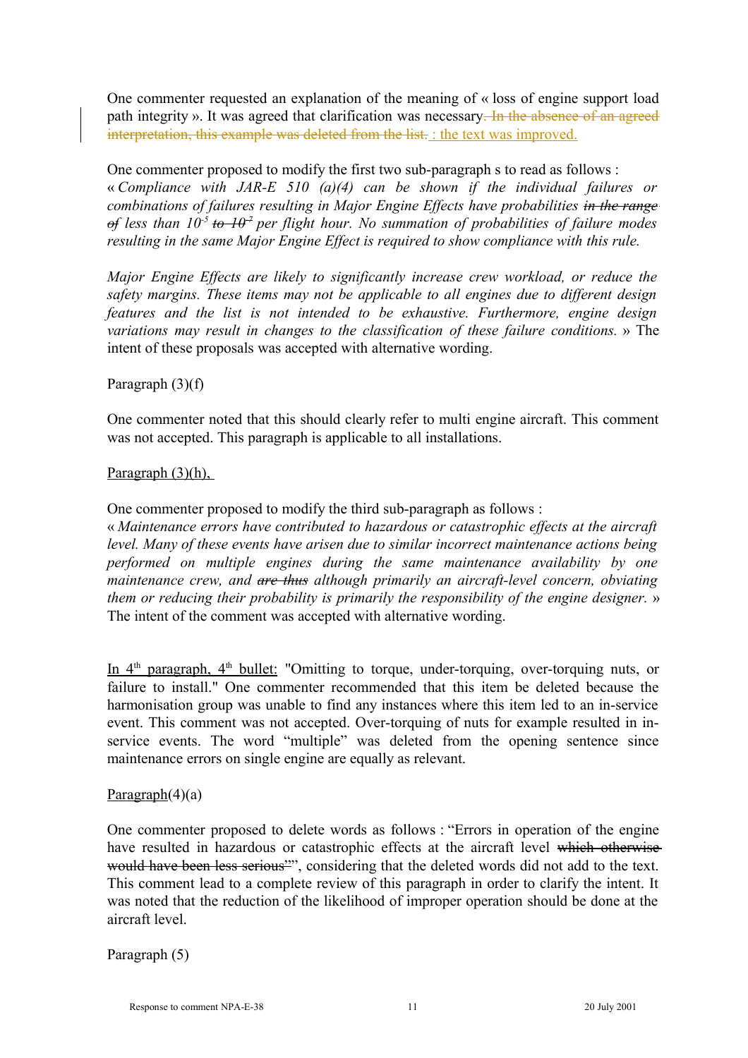One commenter requested an explanation of the meaning of « loss of engine support load path integrity ». It was agreed that clarification was necessary~~. In the absence of an agreed interpretation, this example was deleted from the list.~~ : the text was improved.

One commenter proposed to modify the first two sub-paragraph s to read as follows :
« *Compliance with JAR-E 510 (a)(4) can be shown if the individual failures or combinations of failures resulting in Major Engine Effects have probabilities ~~in the range of~~ less than $10^{-5}$ ~~to $10^{-7}$~~ per flight hour. No summation of probabilities of failure modes resulting in the same Major Engine Effect is required to show compliance with this rule.*

*Major Engine Effects are likely to significantly increase crew workload, or reduce the safety margins. These items may not be applicable to all engines due to different design features and the list is not intended to be exhaustive. Furthermore, engine design variations may result in changes to the classification of these failure conditions.* » The intent of these proposals was accepted with alternative wording.

Paragraph (3)(f)

One commenter noted that this should clearly refer to multi engine aircraft. This comment was not accepted. This paragraph is applicable to all installations.

Paragraph (3)(h),

One commenter proposed to modify the third sub-paragraph as follows :
« *Maintenance errors have contributed to hazardous or catastrophic effects at the aircraft level. Many of these events have arisen due to similar incorrect maintenance actions being performed on multiple engines during the same maintenance availability by one maintenance crew, and ~~are thus~~ although primarily an aircraft-level concern, obviating them or reducing their probability is primarily the responsibility of the engine designer.* »
The intent of the comment was accepted with alternative wording.

In 4th paragraph, 4th bullet: "Omitting to torque, under-torquing, over-torquing nuts, or failure to install." One commenter recommended that this item be deleted because the harmonisation group was unable to find any instances where this item led to an in-service event. This comment was not accepted. Over-torquing of nuts for example resulted in in-service events. The word "multiple" was deleted from the opening sentence since maintenance errors on single engine are equally as relevant.

Paragraph(4)(a)

One commenter proposed to delete words as follows : "Errors in operation of the engine have resulted in hazardous or catastrophic effects at the aircraft level ~~which otherwise would have been less serious~~"", considering that the deleted words did not add to the text. This comment lead to a complete review of this paragraph in order to clarify the intent. It was noted that the reduction of the likelihood of improper operation should be done at the aircraft level.

Paragraph (5)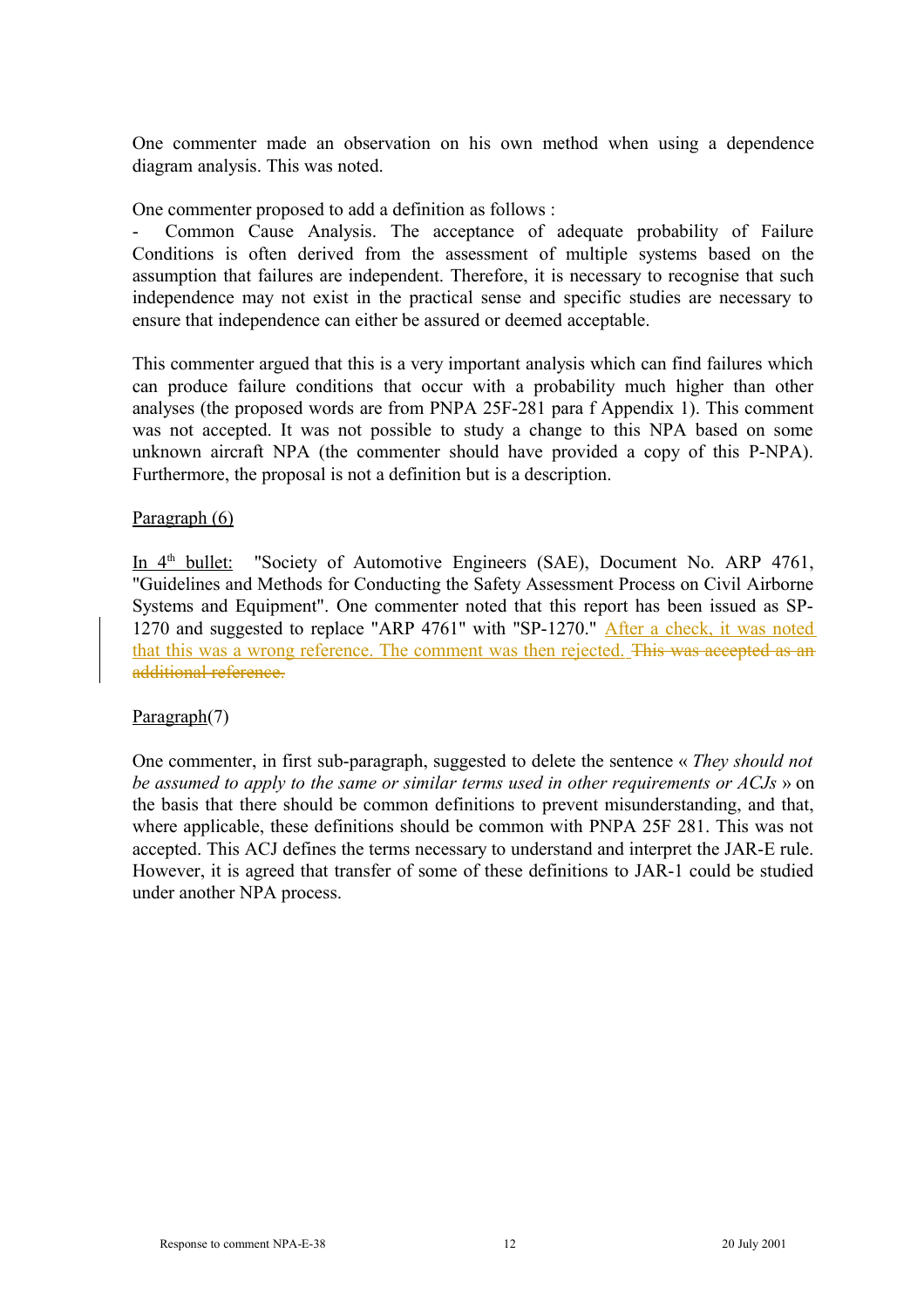One commenter made an observation on his own method when using a dependence diagram analysis. This was noted.

One commenter proposed to add a definition as follows :

- Common Cause Analysis. The acceptance of adequate probability of Failure Conditions is often derived from the assessment of multiple systems based on the assumption that failures are independent. Therefore, it is necessary to recognise that such independence may not exist in the practical sense and specific studies are necessary to ensure that independence can either be assured or deemed acceptable.

This commenter argued that this is a very important analysis which can find failures which can produce failure conditions that occur with a probability much higher than other analyses (the proposed words are from PNPA 25F-281 para f Appendix 1). This comment was not accepted. It was not possible to study a change to this NPA based on some unknown aircraft NPA (the commenter should have provided a copy of this P-NPA). Furthermore, the proposal is not a definition but is a description.

Paragraph (6)

In 4th bullet: "Society of Automotive Engineers (SAE), Document No. ARP 4761, "Guidelines and Methods for Conducting the Safety Assessment Process on Civil Airborne Systems and Equipment". One commenter noted that this report has been issued as SP-1270 and suggested to replace "ARP 4761" with "SP-1270." After a check, it was noted that this was a wrong reference. The comment was then rejected. ~~This was accepted as an additional reference.~~

Paragraph(7)

One commenter, in first sub-paragraph, suggested to delete the sentence « *They should not be assumed to apply to the same or similar terms used in other requirements or ACJs* » on the basis that there should be common definitions to prevent misunderstanding, and that, where applicable, these definitions should be common with PNPA 25F 281. This was not accepted. This ACJ defines the terms necessary to understand and interpret the JAR-E rule. However, it is agreed that transfer of some of these definitions to JAR-1 could be studied under another NPA process.